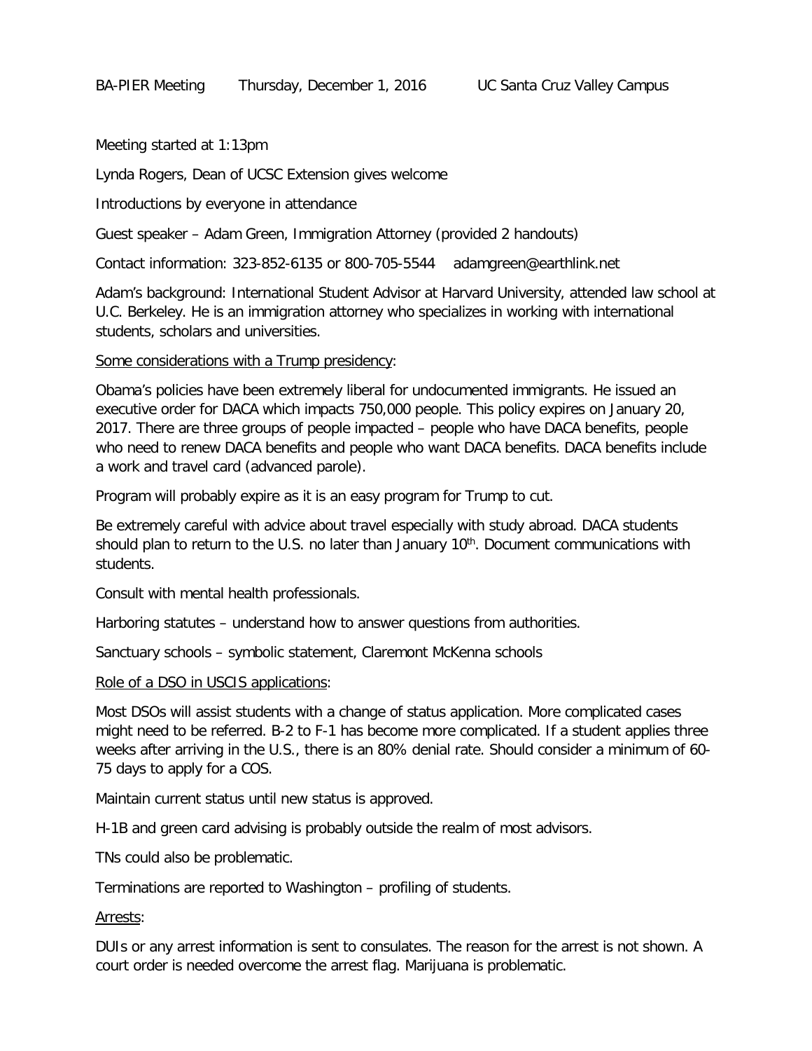BA-PIER Meeting Thursday, December 1, 2016 UC Santa Cruz Valley Campus

Meeting started at 1:13pm

Lynda Rogers, Dean of UCSC Extension gives welcome

Introductions by everyone in attendance

Guest speaker – Adam Green, Immigration Attorney (provided 2 handouts)

Contact information: 323-852-6135 or 800-705-5544 adamgreen@earthlink.net

Adam's background: International Student Advisor at Harvard University, attended law school at U.C. Berkeley. He is an immigration attorney who specializes in working with international students, scholars and universities.

<u>Some considerations with a Trump presidency</u>:

Obama's policies have been extremely liberal for undocumented immigrants. He issued an executive order for DACA which impacts 750,000 people. This policy expires on January 20, 2017. There are three groups of people impacted – people who have DACA benefits, people who need to renew DACA benefits and people who want DACA benefits. DACA benefits include a work and travel card (advanced parole).

Program will probably expire as it is an easy program for Trump to cut.

Be extremely careful with advice about travel especially with study abroad. DACA students should plan to return to the U.S. no later than January 10th. Document communications with students.

Consult with mental health professionals.

Harboring statutes – understand how to answer questions from authorities.

Sanctuary schools – symbolic statement, Claremont McKenna schools

<u>Role of a DSO in USCIS applications</u>:

Most DSOs will assist students with a change of status application. More complicated cases might need to be referred. B-2 to F-1 has become more complicated. If a student applies three weeks after arriving in the U.S., there is an 80% denial rate. Should consider a minimum of 60-75 days to apply for a COS.

Maintain current status until new status is approved.

H-1B and green card advising is probably outside the realm of most advisors.

TNs could also be problematic.

Terminations are reported to Washington – profiling of students.

<u>Arrests</u>:

DUIs or any arrest information is sent to consulates. The reason for the arrest is not shown. A court order is needed overcome the arrest flag. Marijuana is problematic.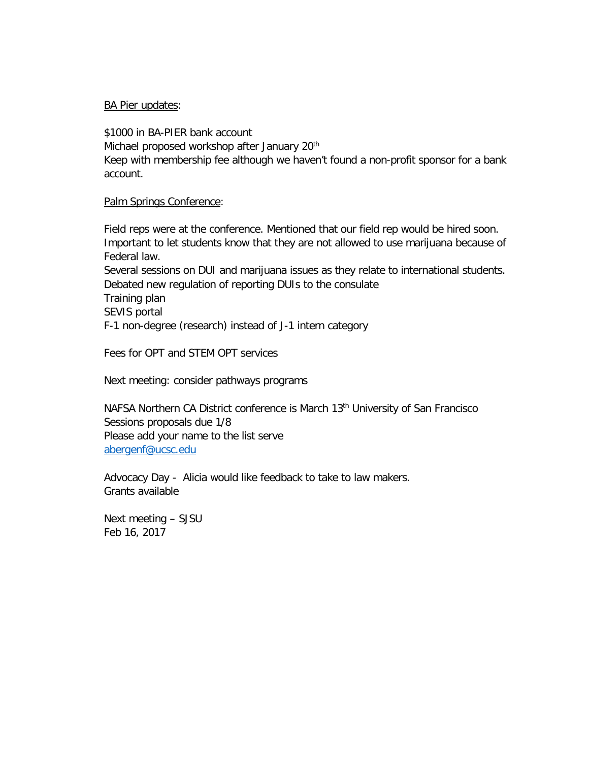<u>BA Pier updates</u>:

$1000 in BA-PIER bank account
Michael proposed workshop after January 20th
Keep with membership fee although we haven't found a non-profit sponsor for a bank account.

<u>Palm Springs Conference</u>:

Field reps were at the conference. Mentioned that our field rep would be hired soon.
Important to let students know that they are not allowed to use marijuana because of Federal law.
Several sessions on DUI and marijuana issues as they relate to international students.
Debated new regulation of reporting DUIs to the consulate
Training plan
SEVIS portal
F-1 non-degree (research) instead of J-1 intern category

Fees for OPT and STEM OPT services

Next meeting: consider pathways programs

NAFSA Northern CA District conference is March 13th University of San Francisco
Sessions proposals due 1/8
Please add your name to the list serve
abergenf@ucsc.edu

Advocacy Day - Alicia would like feedback to take to law makers.
Grants available

Next meeting – SJSU
Feb 16, 2017